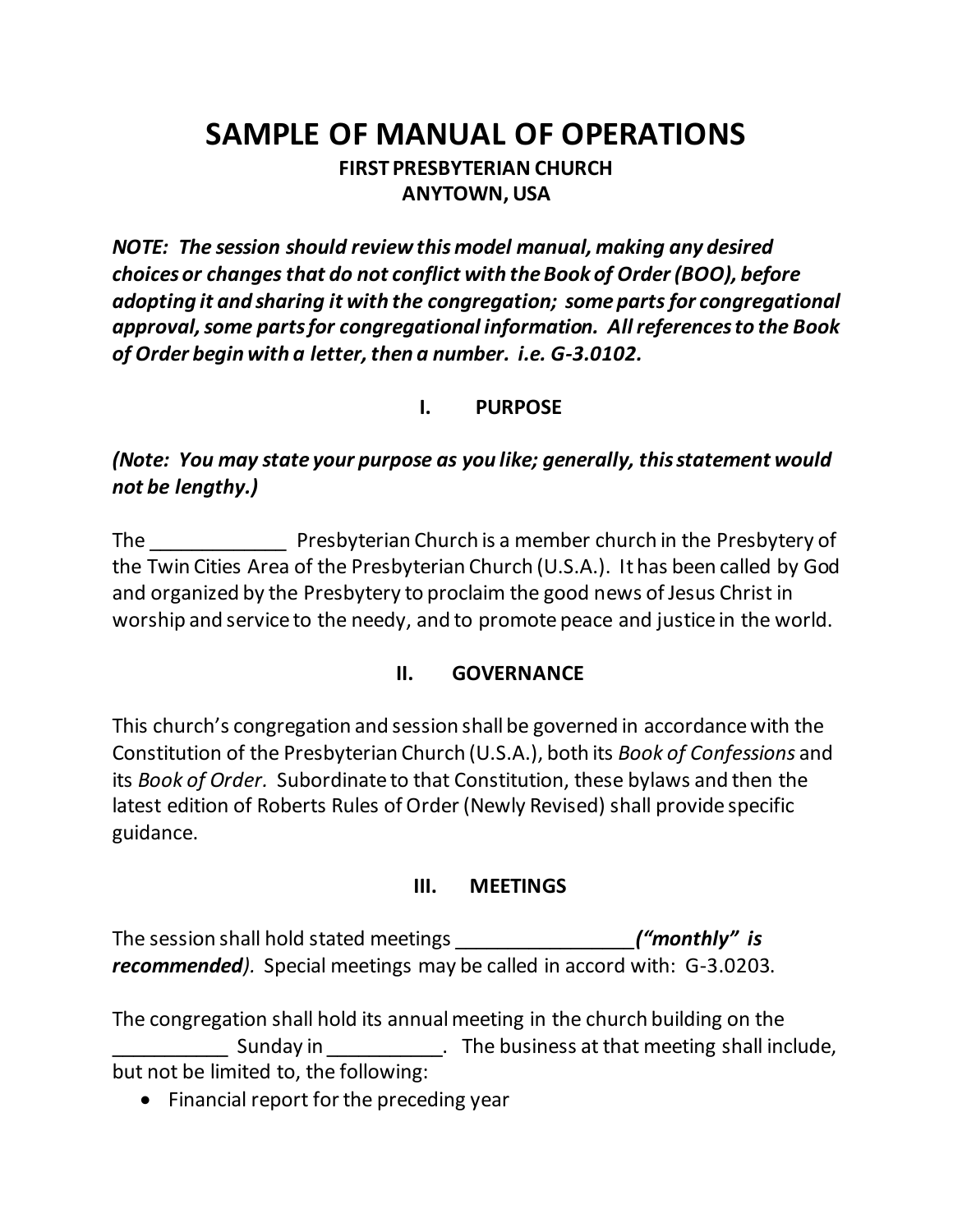# SAMPLE OF MANUAL OF OPERATIONS

**FIRST PRESBYTERIAN CHURCH**
**ANYTOWN, USA**

***NOTE: The session should review this model manual, making any desired choices or changes that do not conflict with the Book of Order (BOO), before adopting it and sharing it with the congregation; some parts for congregational approval, some parts for congregational information. All references to the Book of Order begin with a letter, then a number. i.e. G-3.0102.***

## I. PURPOSE

***(Note: You may state your purpose as you like; generally, this statement would not be lengthy.)***

The _____________ Presbyterian Church is a member church in the Presbytery of the Twin Cities Area of the Presbyterian Church (U.S.A.). It has been called by God and organized by the Presbytery to proclaim the good news of Jesus Christ in worship and service to the needy, and to promote peace and justice in the world.

## II. GOVERNANCE

This church's congregation and session shall be governed in accordance with the Constitution of the Presbyterian Church (U.S.A.), both its *Book of Confessions* and its *Book of Order.* Subordinate to that Constitution, these bylaws and then the latest edition of Roberts Rules of Order (Newly Revised) shall provide specific guidance.

## III. MEETINGS

The session shall hold stated meetings _________________***("monthly" is recommended).*** Special meetings may be called in accord with: G-3.0203.

The congregation shall hold its annual meeting in the church building on the ___________ Sunday in ___________. The business at that meeting shall include, but not be limited to, the following:

- Financial report for the preceding year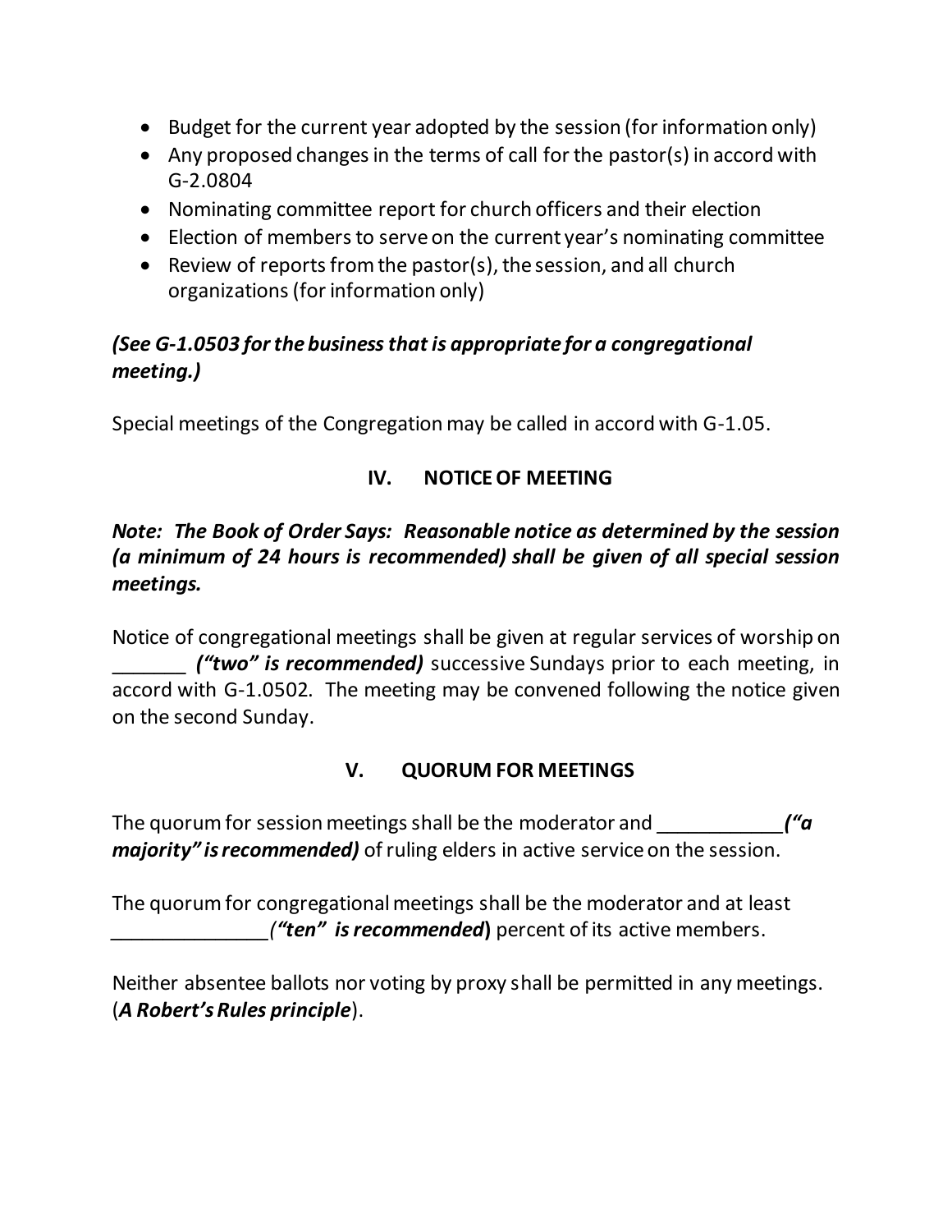- Budget for the current year adopted by the session (for information only)
- Any proposed changes in the terms of call for the pastor(s) in accord with G-2.0804
- Nominating committee report for church officers and their election
- Election of members to serve on the current year's nominating committee
- Review of reports from the pastor(s), the session, and all church organizations (for information only)

***(See G-1.0503 for the business that is appropriate for a congregational meeting.)***

Special meetings of the Congregation may be called in accord with G-1.05.

## IV. NOTICE OF MEETING

***Note: The Book of Order Says: Reasonable notice as determined by the session (a minimum of 24 hours is recommended) shall be given of all special session meetings.***

Notice of congregational meetings shall be given at regular services of worship on _______ ***("two" is recommended)*** successive Sundays prior to each meeting, in accord with G-1.0502. The meeting may be convened following the notice given on the second Sunday.

## V. QUORUM FOR MEETINGS

The quorum for session meetings shall be the moderator and ___________***("a majority" is recommended)*** of ruling elders in active service on the session.

The quorum for congregational meetings shall be the moderator and at least ______________*(**"ten" is recommended**)* percent of its active members.

Neither absentee ballots nor voting by proxy shall be permitted in any meetings. (***A Robert's Rules principle***).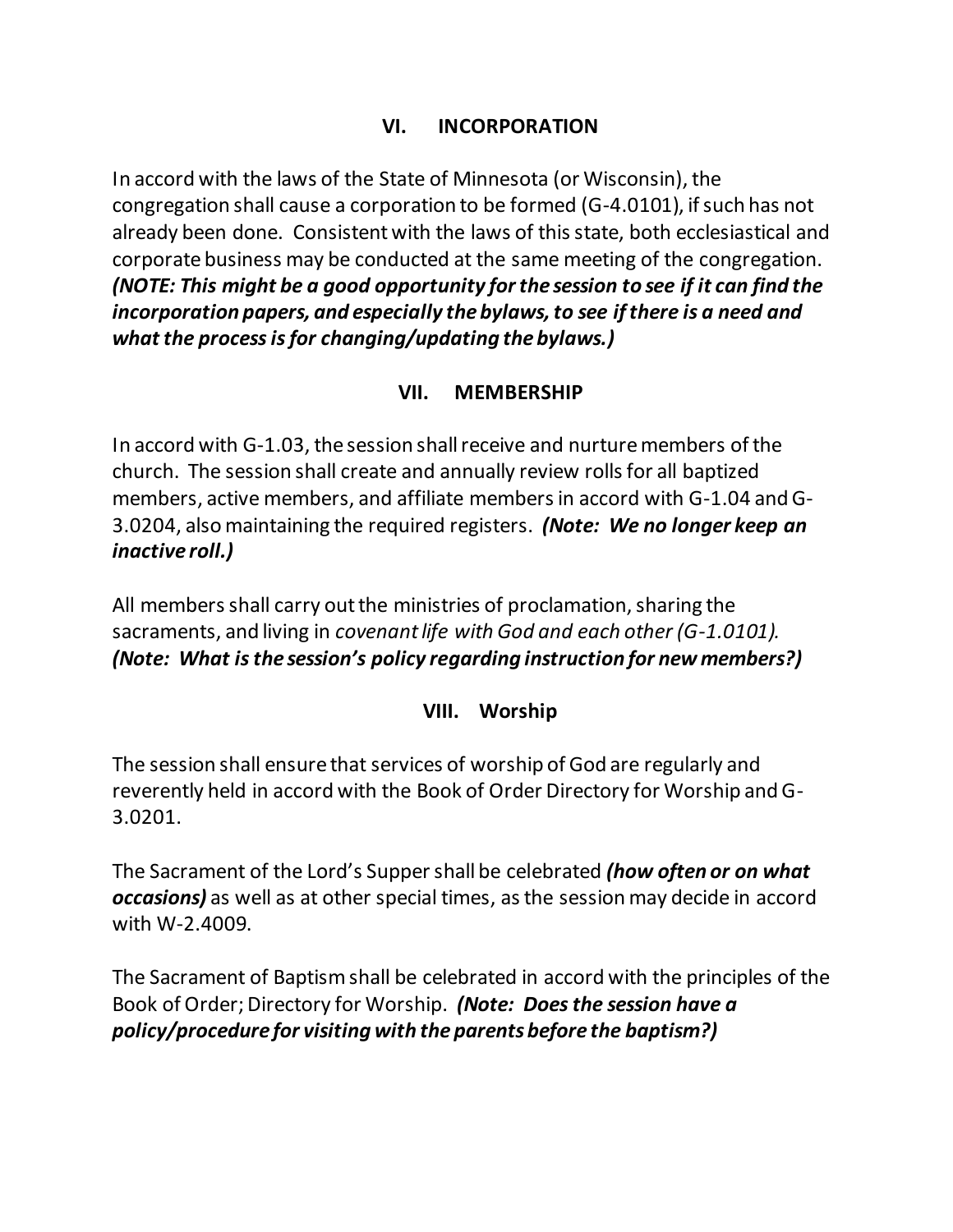## VI. INCORPORATION

In accord with the laws of the State of Minnesota (or Wisconsin), the congregation shall cause a corporation to be formed (G-4.0101), if such has not already been done. Consistent with the laws of this state, both ecclesiastical and corporate business may be conducted at the same meeting of the congregation. ***(NOTE: This might be a good opportunity for the session to see if it can find the incorporation papers, and especially the bylaws, to see if there is a need and what the process is for changing/updating the bylaws.)***

## VII. MEMBERSHIP

In accord with G-1.03, the session shall receive and nurture members of the church. The session shall create and annually review rolls for all baptized members, active members, and affiliate members in accord with G-1.04 and G-3.0204, also maintaining the required registers. ***(Note: We no longer keep an inactive roll.)***

All members shall carry out the ministries of proclamation, sharing the sacraments, and living in *covenant life with God and each other (G-1.0101).* ***(Note: What is the session's policy regarding instruction for new members?)***

## VIII. Worship

The session shall ensure that services of worship of God are regularly and reverently held in accord with the Book of Order Directory for Worship and G-3.0201.

The Sacrament of the Lord's Supper shall be celebrated ***(how often or on what occasions)*** as well as at other special times, as the session may decide in accord with W-2.4009.

The Sacrament of Baptism shall be celebrated in accord with the principles of the Book of Order; Directory for Worship. ***(Note: Does the session have a policy/procedure for visiting with the parents before the baptism?)***